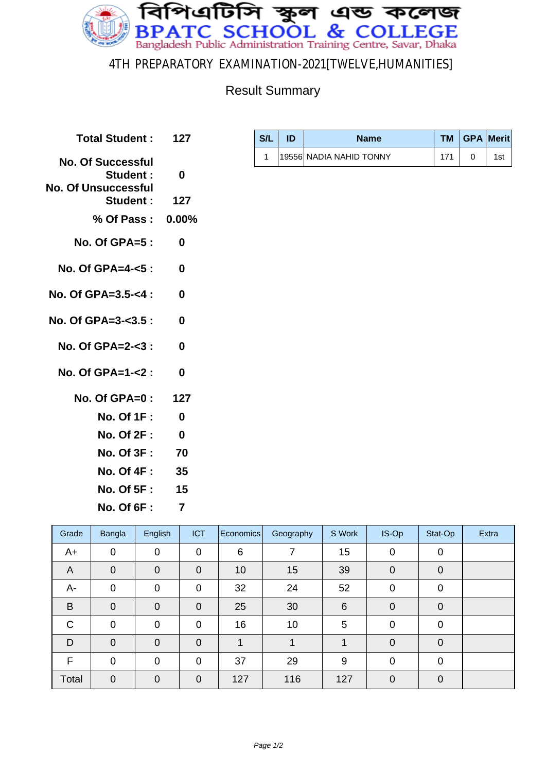# বিপিএটিসি স্কুল এন্ড কলেজ

# BPATC SCHOOL & COLLEGE

Bangladesh Public Administration Training Centre, Savar, Dhaka

## 4TH PREPARATORY EXAMINATION-2021[TWELVE,HUMANITIES]

### Result Summary

| | |
|---|---|
| **Total Student :** | **127** |
| **No. Of Successful Student :** | **0** |
| **No. Of Unsuccessful Student :** | **127** |
| **% Of Pass :** | **0.00%** |
| **No. Of GPA=5 :** | **0** |
| **No. Of GPA=4-<5 :** | **0** |
| **No. Of GPA=3.5-<4 :** | **0** |
| **No. Of GPA=3-<3.5 :** | **0** |
| **No. Of GPA=2-<3 :** | **0** |
| **No. Of GPA=1-<2 :** | **0** |
| **No. Of GPA=0 :** | **127** |
| **No. Of 1F :** | **0** |
| **No. Of 2F :** | **0** |
| **No. Of 3F :** | **70** |
| **No. Of 4F :** | **35** |
| **No. Of 5F :** | **15** |
| **No. Of 6F :** | **7** |

| S/L | ID | Name | TM | GPA | Merit |
|---|---|---|---|---|---|
| 1 | 19556 | NADIA NAHID TONNY | 171 | 0 | 1st |

| Grade | Bangla | English | ICT | Economics | Geography | S Work | IS-Op | Stat-Op | Extra |
|---|---|---|---|---|---|---|---|---|---|
| A+ | 0 | 0 | 0 | 6 | 7 | 15 | 0 | 0 | |
| A | 0 | 0 | 0 | 10 | 15 | 39 | 0 | 0 | |
| A- | 0 | 0 | 0 | 32 | 24 | 52 | 0 | 0 | |
| B | 0 | 0 | 0 | 25 | 30 | 6 | 0 | 0 | |
| C | 0 | 0 | 0 | 16 | 10 | 5 | 0 | 0 | |
| D | 0 | 0 | 0 | 1 | 1 | 1 | 0 | 0 | |
| F | 0 | 0 | 0 | 37 | 29 | 9 | 0 | 0 | |
| Total | 0 | 0 | 0 | 127 | 116 | 127 | 0 | 0 | |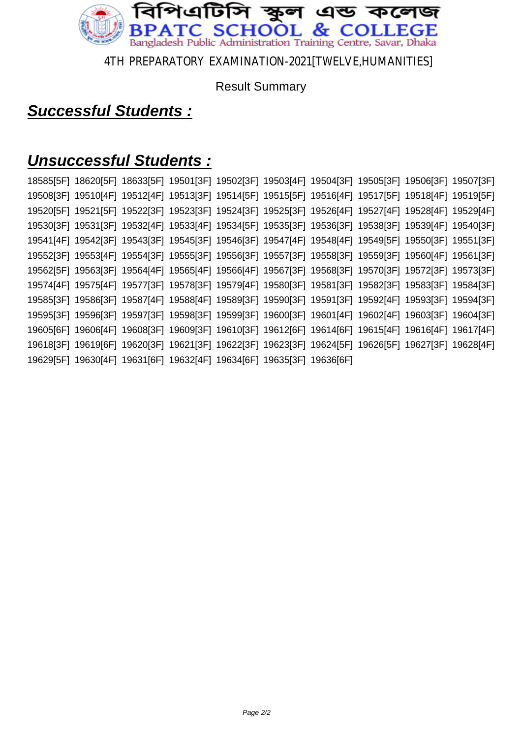বিপিএটিসি স্কুল এন্ড কলেজ

BPATC SCHOOL & COLLEGE

Bangladesh Public Administration Training Centre, Savar, Dhaka

4TH PREPARATORY EXAMINATION-2021[TWELVE,HUMANITIES]

Result Summary

## ***Successful Students :***

## ***Unsuccessful Students :***

18585[5F] 18620[5F] 18633[5F] 19501[3F] 19502[3F] 19503[4F] 19504[3F] 19505[3F] 19506[3F] 19507[3F] 19508[3F] 19510[4F] 19512[4F] 19513[3F] 19514[5F] 19515[5F] 19516[4F] 19517[5F] 19518[4F] 19519[5F] 19520[5F] 19521[5F] 19522[3F] 19523[3F] 19524[3F] 19525[3F] 19526[4F] 19527[4F] 19528[4F] 19529[4F] 19530[3F] 19531[3F] 19532[4F] 19533[4F] 19534[5F] 19535[3F] 19536[3F] 19538[3F] 19539[4F] 19540[3F] 19541[4F] 19542[3F] 19543[3F] 19545[3F] 19546[3F] 19547[4F] 19548[4F] 19549[5F] 19550[3F] 19551[3F] 19552[3F] 19553[4F] 19554[3F] 19555[3F] 19556[3F] 19557[3F] 19558[3F] 19559[3F] 19560[4F] 19561[3F] 19562[5F] 19563[3F] 19564[4F] 19565[4F] 19566[4F] 19567[3F] 19568[3F] 19570[3F] 19572[3F] 19573[3F] 19574[4F] 19575[4F] 19577[3F] 19578[3F] 19579[4F] 19580[3F] 19581[3F] 19582[3F] 19583[3F] 19584[3F] 19585[3F] 19586[3F] 19587[4F] 19588[4F] 19589[3F] 19590[3F] 19591[3F] 19592[4F] 19593[3F] 19594[3F] 19595[3F] 19596[3F] 19597[3F] 19598[3F] 19599[3F] 19600[3F] 19601[4F] 19602[4F] 19603[3F] 19604[3F] 19605[6F] 19606[4F] 19608[3F] 19609[3F] 19610[3F] 19612[6F] 19614[6F] 19615[4F] 19616[4F] 19617[4F] 19618[3F] 19619[6F] 19620[3F] 19621[3F] 19622[3F] 19623[3F] 19624[5F] 19626[5F] 19627[3F] 19628[4F] 19629[5F] 19630[4F] 19631[6F] 19632[4F] 19634[6F] 19635[3F] 19636[6F]